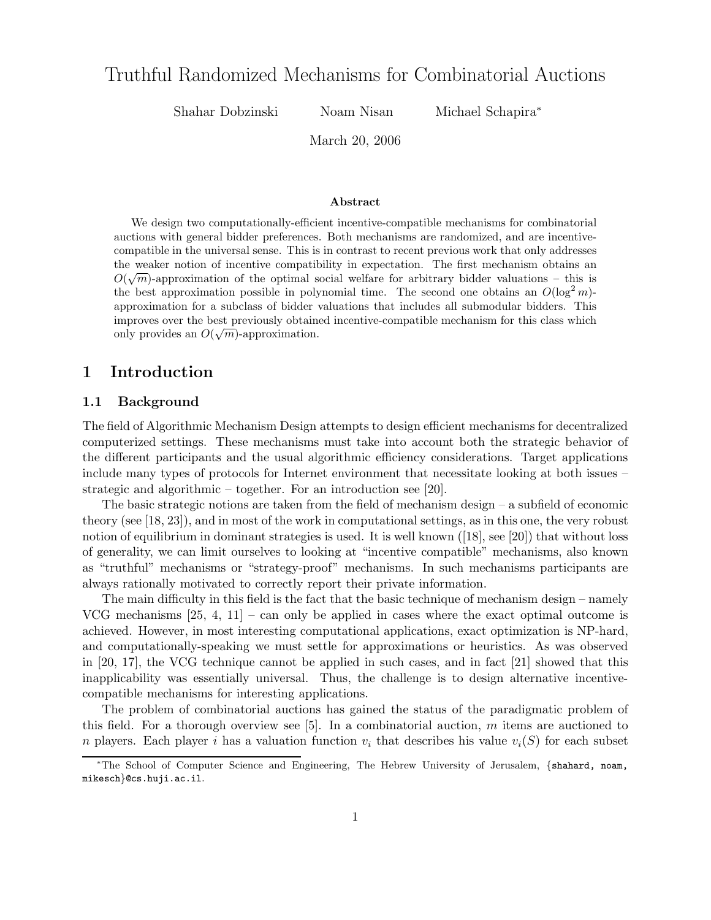# Truthful Randomized Mechanisms for Combinatorial Auctions

Shahar Dobzinski Noam Nisan Michael Schapira*

March 20, 2006

### Abstract

We design two computationally-efficient incentive-compatible mechanisms for combinatorial auctions with general bidder preferences. Both mechanisms are randomized, and are incentive-compatible in the universal sense. This is in contrast to recent previous work that only addresses the weaker notion of incentive compatibility in expectation. The first mechanism obtains an $O(\sqrt{m})$-approximation of the optimal social welfare for arbitrary bidder valuations – this is the best approximation possible in polynomial time. The second one obtains an $O(\log^2 m)$-approximation for a subclass of bidder valuations that includes all submodular bidders. This improves over the best previously obtained incentive-compatible mechanism for this class which only provides an $O(\sqrt{m})$-approximation.

## 1 Introduction

### 1.1 Background

The field of Algorithmic Mechanism Design attempts to design efficient mechanisms for decentralized computerized settings. These mechanisms must take into account both the strategic behavior of the different participants and the usual algorithmic efficiency considerations. Target applications include many types of protocols for Internet environment that necessitate looking at both issues – strategic and algorithmic – together. For an introduction see [20].

The basic strategic notions are taken from the field of mechanism design – a subfield of economic theory (see [18, 23]), and in most of the work in computational settings, as in this one, the very robust notion of equilibrium in dominant strategies is used. It is well known ([18], see [20]) that without loss of generality, we can limit ourselves to looking at "incentive compatible" mechanisms, also known as "truthful" mechanisms or "strategy-proof" mechanisms. In such mechanisms participants are always rationally motivated to correctly report their private information.

The main difficulty in this field is the fact that the basic technique of mechanism design – namely VCG mechanisms [25, 4, 11] – can only be applied in cases where the exact optimal outcome is achieved. However, in most interesting computational applications, exact optimization is NP-hard, and computationally-speaking we must settle for approximations or heuristics. As was observed in [20, 17], the VCG technique cannot be applied in such cases, and in fact [21] showed that this inapplicability was essentially universal. Thus, the challenge is to design alternative incentive-compatible mechanisms for interesting applications.

The problem of combinatorial auctions has gained the status of the paradigmatic problem of this field. For a thorough overview see [5]. In a combinatorial auction, $m$ items are auctioned to $n$ players. Each player $i$ has a valuation function $v_i$ that describes his value $v_i(S)$ for each subset

*The School of Computer Science and Engineering, The Hebrew University of Jerusalem, {shahard, noam, mikesch}@cs.huji.ac.il.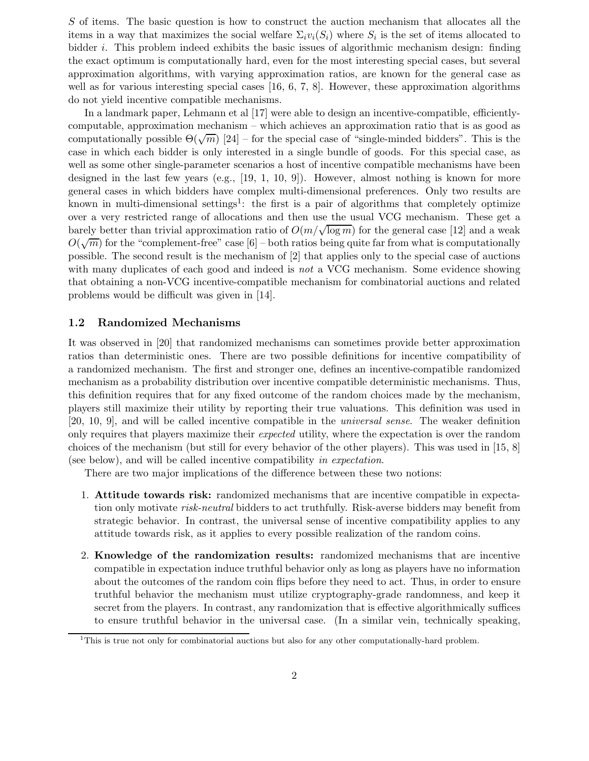$S$ of items. The basic question is how to construct the auction mechanism that allocates all the items in a way that maximizes the social welfare $\Sigma_i v_i(S_i)$ where $S_i$ is the set of items allocated to bidder $i$. This problem indeed exhibits the basic issues of algorithmic mechanism design: finding the exact optimum is computationally hard, even for the most interesting special cases, but several approximation algorithms, with varying approximation ratios, are known for the general case as well as for various interesting special cases [16, 6, 7, 8]. However, these approximation algorithms do not yield incentive compatible mechanisms.

In a landmark paper, Lehmann et al [17] were able to design an incentive-compatible, efficiently-computable, approximation mechanism – which achieves an approximation ratio that is as good as computationally possible $\Theta(\sqrt{m})$ [24] – for the special case of "single-minded bidders". This is the case in which each bidder is only interested in a single bundle of goods. For this special case, as well as some other single-parameter scenarios a host of incentive compatible mechanisms have been designed in the last few years (e.g., [19, 1, 10, 9]). However, almost nothing is known for more general cases in which bidders have complex multi-dimensional preferences. Only two results are known in multi-dimensional settings[1]: the first is a pair of algorithms that completely optimize over a very restricted range of allocations and then use the usual VCG mechanism. These get a barely better than trivial approximation ratio of $O(m/\sqrt{\log m})$ for the general case [12] and a weak $O(\sqrt{m})$ for the "complement-free" case [6] – both ratios being quite far from what is computationally possible. The second result is the mechanism of [2] that applies only to the special case of auctions with many duplicates of each good and indeed is *not* a VCG mechanism. Some evidence showing that obtaining a non-VCG incentive-compatible mechanism for combinatorial auctions and related problems would be difficult was given in [14].

### 1.2 Randomized Mechanisms

It was observed in [20] that randomized mechanisms can sometimes provide better approximation ratios than deterministic ones. There are two possible definitions for incentive compatibility of a randomized mechanism. The first and stronger one, defines an incentive-compatible randomized mechanism as a probability distribution over incentive compatible deterministic mechanisms. Thus, this definition requires that for any fixed outcome of the random choices made by the mechanism, players still maximize their utility by reporting their true valuations. This definition was used in [20, 10, 9], and will be called incentive compatible in the *universal sense*. The weaker definition only requires that players maximize their *expected* utility, where the expectation is over the random choices of the mechanism (but still for every behavior of the other players). This was used in [15, 8] (see below), and will be called incentive compatibility *in expectation*.

There are two major implications of the difference between these two notions:

1. **Attitude towards risk:** randomized mechanisms that are incentive compatible in expectation only motivate *risk-neutral* bidders to act truthfully. Risk-averse bidders may benefit from strategic behavior. In contrast, the universal sense of incentive compatibility applies to any attitude towards risk, as it applies to every possible realization of the random coins.
2. **Knowledge of the randomization results:** randomized mechanisms that are incentive compatible in expectation induce truthful behavior only as long as players have no information about the outcomes of the random coin flips before they need to act. Thus, in order to ensure truthful behavior the mechanism must utilize cryptography-grade randomness, and keep it secret from the players. In contrast, any randomization that is effective algorithmically suffices to ensure truthful behavior in the universal case. (In a similar vein, technically speaking,

[1] This is true not only for combinatorial auctions but also for any other computationally-hard problem.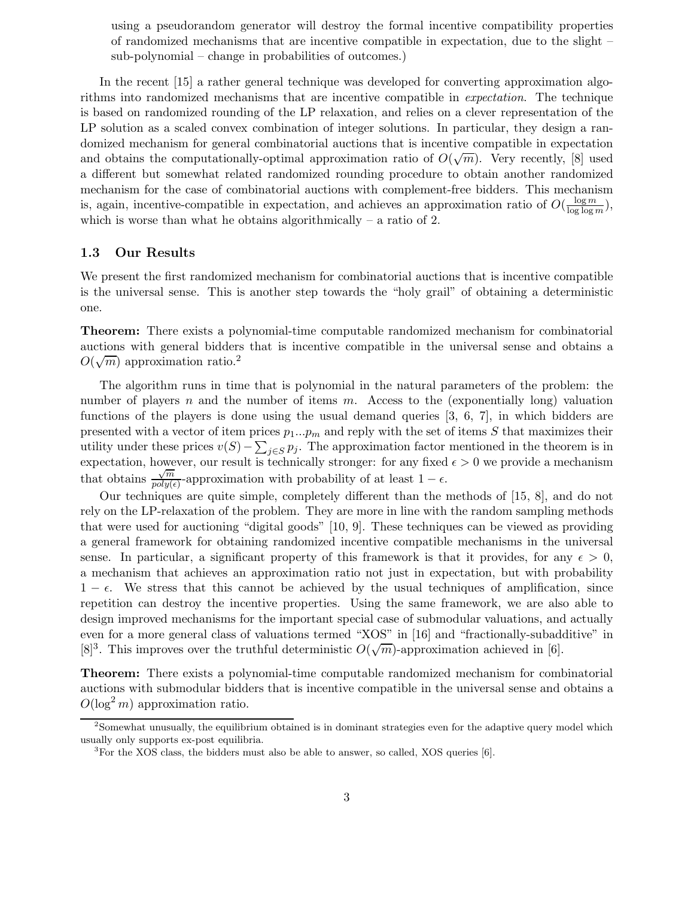using a pseudorandom generator will destroy the formal incentive compatibility properties of randomized mechanisms that are incentive compatible in expectation, due to the slight – sub-polynomial – change in probabilities of outcomes.)

In the recent [15] a rather general technique was developed for converting approximation algorithms into randomized mechanisms that are incentive compatible in *expectation*. The technique is based on randomized rounding of the LP relaxation, and relies on a clever representation of the LP solution as a scaled convex combination of integer solutions. In particular, they design a randomized mechanism for general combinatorial auctions that is incentive compatible in expectation and obtains the computationally-optimal approximation ratio of $O(\sqrt{m})$. Very recently, [8] used a different but somewhat related randomized rounding procedure to obtain another randomized mechanism for the case of combinatorial auctions with complement-free bidders. This mechanism is, again, incentive-compatible in expectation, and achieves an approximation ratio of $O(\frac{\log m}{\log \log m})$, which is worse than what he obtains algorithmically – a ratio of 2.

### 1.3 Our Results

We present the first randomized mechanism for combinatorial auctions that is incentive compatible is the universal sense. This is another step towards the "holy grail" of obtaining a deterministic one.

**Theorem:** There exists a polynomial-time computable randomized mechanism for combinatorial auctions with general bidders that is incentive compatible in the universal sense and obtains a $O(\sqrt{m})$ approximation ratio.[2]

The algorithm runs in time that is polynomial in the natural parameters of the problem: the number of players $n$ and the number of items $m$. Access to the (exponentially long) valuation functions of the players is done using the usual demand queries [3, 6, 7], in which bidders are presented with a vector of item prices $p_1 ... p_m$ and reply with the set of items $S$ that maximizes their utility under these prices $v(S) - \sum_{j \in S} p_j$. The approximation factor mentioned in the theorem is in expectation, however, our result is technically stronger: for any fixed $\epsilon > 0$ we provide a mechanism that obtains $\frac{\sqrt{m}}{poly(\epsilon)}$-approximation with probability of at least $1 - \epsilon$.

Our techniques are quite simple, completely different than the methods of [15, 8], and do not rely on the LP-relaxation of the problem. They are more in line with the random sampling methods that were used for auctioning "digital goods" [10, 9]. These techniques can be viewed as providing a general framework for obtaining randomized incentive compatible mechanisms in the universal sense. In particular, a significant property of this framework is that it provides, for any $\epsilon > 0$, a mechanism that achieves an approximation ratio not just in expectation, but with probability $1 - \epsilon$. We stress that this cannot be achieved by the usual techniques of amplification, since repetition can destroy the incentive properties. Using the same framework, we are also able to design improved mechanisms for the important special case of submodular valuations, and actually even for a more general class of valuations termed "XOS" in [16] and "fractionally-subadditive" in [8][3]. This improves over the truthful deterministic $O(\sqrt{m})$-approximation achieved in [6].

**Theorem:** There exists a polynomial-time computable randomized mechanism for combinatorial auctions with submodular bidders that is incentive compatible in the universal sense and obtains a $O(\log^2 m)$ approximation ratio.

---

[2] Somewhat unusually, the equilibrium obtained is in dominant strategies even for the adaptive query model which usually only supports ex-post equilibria.

[3] For the XOS class, the bidders must also be able to answer, so called, XOS queries [6].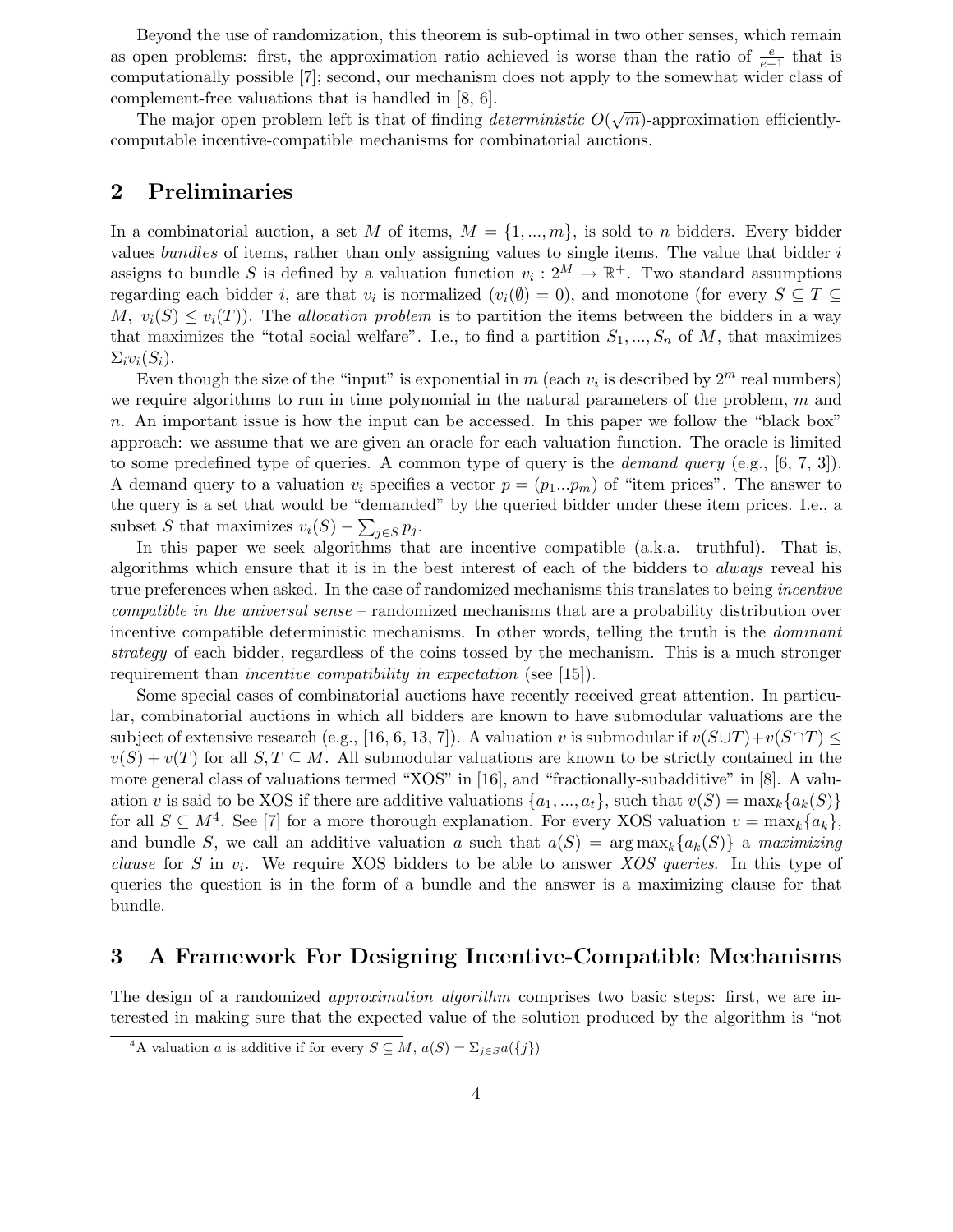Beyond the use of randomization, this theorem is sub-optimal in two other senses, which remain as open problems: first, the approximation ratio achieved is worse than the ratio of $\frac{e}{e-1}$ that is computationally possible [7]; second, our mechanism does not apply to the somewhat wider class of complement-free valuations that is handled in [8, 6].

The major open problem left is that of finding *deterministic* $O(\sqrt{m})$-approximation efficiently-computable incentive-compatible mechanisms for combinatorial auctions.

## 2 Preliminaries

In a combinatorial auction, a set $M$ of items, $M = \{1, ..., m\}$, is sold to $n$ bidders. Every bidder values *bundles* of items, rather than only assigning values to single items. The value that bidder $i$ assigns to bundle $S$ is defined by a valuation function $v_i : 2^M \rightarrow \mathbb{R}^+$. Two standard assumptions regarding each bidder $i$, are that $v_i$ is normalized ($v_i(\emptyset) = 0$), and monotone (for every $S \subseteq T \subseteq M$, $v_i(S) \leq v_i(T)$). The *allocation problem* is to partition the items between the bidders in a way that maximizes the "total social welfare". I.e., to find a partition $S_1, ..., S_n$ of $M$, that maximizes $\Sigma_i v_i(S_i)$.

Even though the size of the "input" is exponential in $m$ (each $v_i$ is described by $2^m$ real numbers) we require algorithms to run in time polynomial in the natural parameters of the problem, $m$ and $n$. An important issue is how the input can be accessed. In this paper we follow the "black box" approach: we assume that we are given an oracle for each valuation function. The oracle is limited to some predefined type of queries. A common type of query is the *demand query* (e.g., [6, 7, 3]). A demand query to a valuation $v_i$ specifies a vector $p = (p_1 ... p_m)$ of "item prices". The answer to the query is a set that would be "demanded" by the queried bidder under these item prices. I.e., a subset $S$ that maximizes $v_i(S) - \sum_{j \in S} p_j$.

In this paper we seek algorithms that are incentive compatible (a.k.a. truthful). That is, algorithms which ensure that it is in the best interest of each of the bidders to *always* reveal his true preferences when asked. In the case of randomized mechanisms this translates to being *incentive compatible in the universal sense* – randomized mechanisms that are a probability distribution over incentive compatible deterministic mechanisms. In other words, telling the truth is the *dominant strategy* of each bidder, regardless of the coins tossed by the mechanism. This is a much stronger requirement than *incentive compatibility in expectation* (see [15]).

Some special cases of combinatorial auctions have recently received great attention. In particular, combinatorial auctions in which all bidders are known to have submodular valuations are the subject of extensive research (e.g., [16, 6, 13, 7]). A valuation $v$ is submodular if $v(S \cup T) + v(S \cap T) \leq v(S) + v(T)$ for all $S, T \subseteq M$. All submodular valuations are known to be strictly contained in the more general class of valuations termed "XOS" in [16], and "fractionally-subadditive" in [8]. A valuation $v$ is said to be XOS if there are additive valuations $\{a_1, ..., a_t\}$, such that $v(S) = \max_k \{a_k(S)\}$ for all $S \subseteq M$[4]. See [7] for a more thorough explanation. For every XOS valuation $v = \max_k \{a_k\}$, and bundle $S$, we call an additive valuation $a$ such that $a(S) = \arg\max_k \{a_k(S)\}$ a *maximizing clause* for $S$ in $v_i$. We require XOS bidders to be able to answer *XOS queries*. In this type of queries the question is in the form of a bundle and the answer is a maximizing clause for that bundle.

## 3 A Framework For Designing Incentive-Compatible Mechanisms

The design of a randomized *approximation algorithm* comprises two basic steps: first, we are interested in making sure that the expected value of the solution produced by the algorithm is "not

[4] A valuation $a$ is additive if for every $S \subseteq M$, $a(S) = \Sigma_{j \in S} a(\{j\})$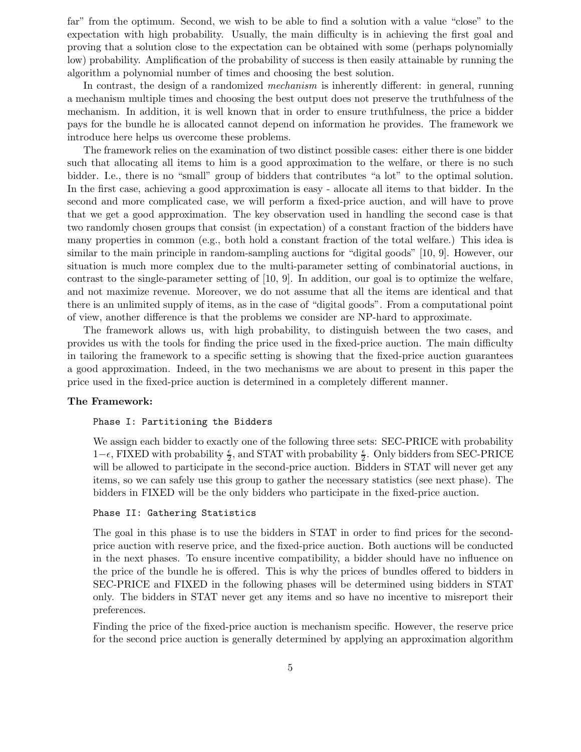far" from the optimum. Second, we wish to be able to find a solution with a value "close" to the expectation with high probability. Usually, the main difficulty is in achieving the first goal and proving that a solution close to the expectation can be obtained with some (perhaps polynomially low) probability. Amplification of the probability of success is then easily attainable by running the algorithm a polynomial number of times and choosing the best solution.

In contrast, the design of a randomized *mechanism* is inherently different: in general, running a mechanism multiple times and choosing the best output does not preserve the truthfulness of the mechanism. In addition, it is well known that in order to ensure truthfulness, the price a bidder pays for the bundle he is allocated cannot depend on information he provides. The framework we introduce here helps us overcome these problems.

The framework relies on the examination of two distinct possible cases: either there is one bidder such that allocating all items to him is a good approximation to the welfare, or there is no such bidder. I.e., there is no "small" group of bidders that contributes "a lot" to the optimal solution. In the first case, achieving a good approximation is easy - allocate all items to that bidder. In the second and more complicated case, we will perform a fixed-price auction, and will have to prove that we get a good approximation. The key observation used in handling the second case is that two randomly chosen groups that consist (in expectation) of a constant fraction of the bidders have many properties in common (e.g., both hold a constant fraction of the total welfare.) This idea is similar to the main principle in random-sampling auctions for "digital goods" [10, 9]. However, our situation is much more complex due to the multi-parameter setting of combinatorial auctions, in contrast to the single-parameter setting of [10, 9]. In addition, our goal is to optimize the welfare, and not maximize revenue. Moreover, we do not assume that all the items are identical and that there is an unlimited supply of items, as in the case of "digital goods". From a computational point of view, another difference is that the problems we consider are NP-hard to approximate.

The framework allows us, with high probability, to distinguish between the two cases, and provides us with the tools for finding the price used in the fixed-price auction. The main difficulty in tailoring the framework to a specific setting is showing that the fixed-price auction guarantees a good approximation. Indeed, in the two mechanisms we are about to present in this paper the price used in the fixed-price auction is determined in a completely different manner.

**The Framework:**

`Phase I: Partitioning the Bidders`

We assign each bidder to exactly one of the following three sets: SEC-PRICE with probability $1-\epsilon$, FIXED with probability $\frac{\epsilon}{2}$, and STAT with probability $\frac{\epsilon}{2}$. Only bidders from SEC-PRICE will be allowed to participate in the second-price auction. Bidders in STAT will never get any items, so we can safely use this group to gather the necessary statistics (see next phase). The bidders in FIXED will be the only bidders who participate in the fixed-price auction.

`Phase II: Gathering Statistics`

The goal in this phase is to use the bidders in STAT in order to find prices for the second-price auction with reserve price, and the fixed-price auction. Both auctions will be conducted in the next phases. To ensure incentive compatibility, a bidder should have no influence on the price of the bundle he is offered. This is why the prices of bundles offered to bidders in SEC-PRICE and FIXED in the following phases will be determined using bidders in STAT only. The bidders in STAT never get any items and so have no incentive to misreport their preferences.

Finding the price of the fixed-price auction is mechanism specific. However, the reserve price for the second price auction is generally determined by applying an approximation algorithm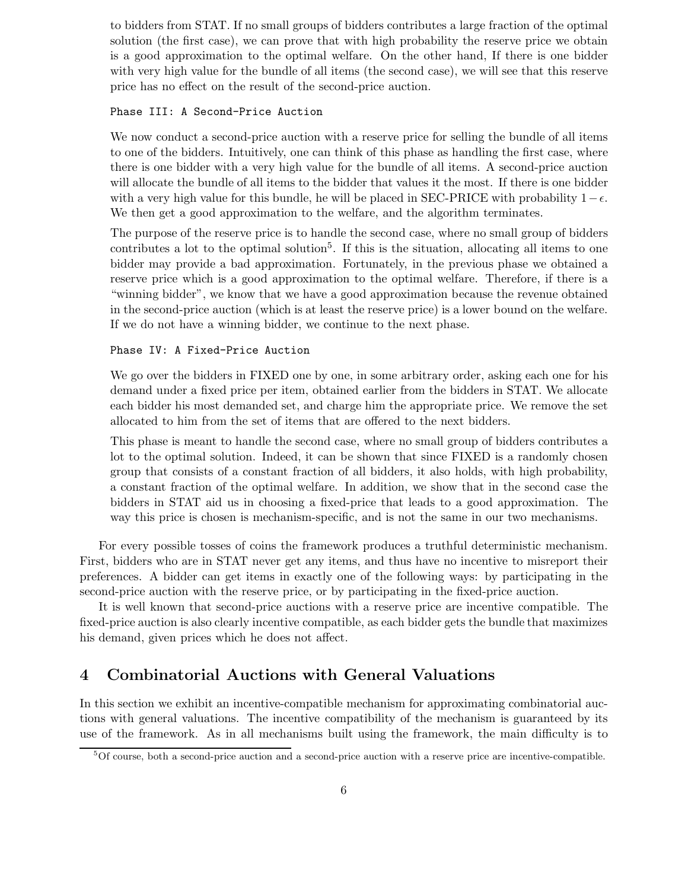to bidders from STAT. If no small groups of bidders contributes a large fraction of the optimal solution (the first case), we can prove that with high probability the reserve price we obtain is a good approximation to the optimal welfare. On the other hand, If there is one bidder with very high value for the bundle of all items (the second case), we will see that this reserve price has no effect on the result of the second-price auction.

`Phase III: A Second-Price Auction`

We now conduct a second-price auction with a reserve price for selling the bundle of all items to one of the bidders. Intuitively, one can think of this phase as handling the first case, where there is one bidder with a very high value for the bundle of all items. A second-price auction will allocate the bundle of all items to the bidder that values it the most. If there is one bidder with a very high value for this bundle, he will be placed in SEC-PRICE with probability $1-\epsilon$. We then get a good approximation to the welfare, and the algorithm terminates.

The purpose of the reserve price is to handle the second case, where no small group of bidders contributes a lot to the optimal solution[5]. If this is the situation, allocating all items to one bidder may provide a bad approximation. Fortunately, in the previous phase we obtained a reserve price which is a good approximation to the optimal welfare. Therefore, if there is a "winning bidder", we know that we have a good approximation because the revenue obtained in the second-price auction (which is at least the reserve price) is a lower bound on the welfare. If we do not have a winning bidder, we continue to the next phase.

`Phase IV: A Fixed-Price Auction`

We go over the bidders in FIXED one by one, in some arbitrary order, asking each one for his demand under a fixed price per item, obtained earlier from the bidders in STAT. We allocate each bidder his most demanded set, and charge him the appropriate price. We remove the set allocated to him from the set of items that are offered to the next bidders.

This phase is meant to handle the second case, where no small group of bidders contributes a lot to the optimal solution. Indeed, it can be shown that since FIXED is a randomly chosen group that consists of a constant fraction of all bidders, it also holds, with high probability, a constant fraction of the optimal welfare. In addition, we show that in the second case the bidders in STAT aid us in choosing a fixed-price that leads to a good approximation. The way this price is chosen is mechanism-specific, and is not the same in our two mechanisms.

For every possible tosses of coins the framework produces a truthful deterministic mechanism. First, bidders who are in STAT never get any items, and thus have no incentive to misreport their preferences. A bidder can get items in exactly one of the following ways: by participating in the second-price auction with the reserve price, or by participating in the fixed-price auction.

It is well known that second-price auctions with a reserve price are incentive compatible. The fixed-price auction is also clearly incentive compatible, as each bidder gets the bundle that maximizes his demand, given prices which he does not affect.

## 4 Combinatorial Auctions with General Valuations

In this section we exhibit an incentive-compatible mechanism for approximating combinatorial auctions with general valuations. The incentive compatibility of the mechanism is guaranteed by its use of the framework. As in all mechanisms built using the framework, the main difficulty is to

[5] Of course, both a second-price auction and a second-price auction with a reserve price are incentive-compatible.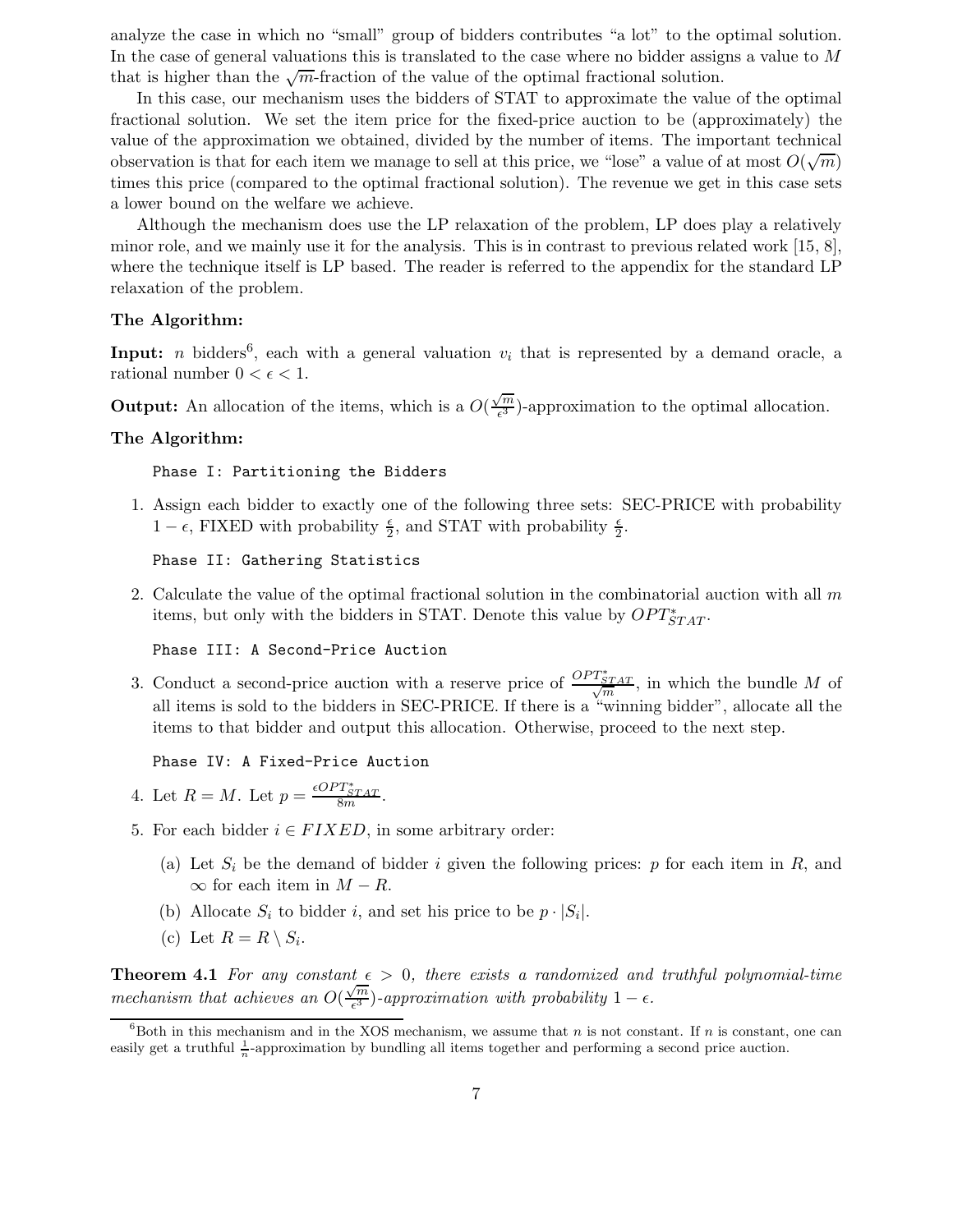analyze the case in which no "small" group of bidders contributes "a lot" to the optimal solution. In the case of general valuations this is translated to the case where no bidder assigns a value to $M$ that is higher than the $\sqrt{m}$-fraction of the value of the optimal fractional solution.

In this case, our mechanism uses the bidders of STAT to approximate the value of the optimal fractional solution. We set the item price for the fixed-price auction to be (approximately) the value of the approximation we obtained, divided by the number of items. The important technical observation is that for each item we manage to sell at this price, we "lose" a value of at most $O(\sqrt{m})$ times this price (compared to the optimal fractional solution). The revenue we get in this case sets a lower bound on the welfare we achieve.

Although the mechanism does use the LP relaxation of the problem, LP does play a relatively minor role, and we mainly use it for the analysis. This is in contrast to previous related work [15, 8], where the technique itself is LP based. The reader is referred to the appendix for the standard LP relaxation of the problem.

**The Algorithm:**

**Input:** $n$ bidders[6], each with a general valuation $v_i$ that is represented by a demand oracle, a rational number $0 < \epsilon < 1$.

**Output:** An allocation of the items, which is a $O(\frac{\sqrt{m}}{\epsilon^3})$-approximation to the optimal allocation.

**The Algorithm:**

```
Phase I: Partitioning the Bidders
```

1. Assign each bidder to exactly one of the following three sets: SEC-PRICE with probability $1 - \epsilon$, FIXED with probability $\frac{\epsilon}{2}$, and STAT with probability $\frac{\epsilon}{2}$.

```
Phase II: Gathering Statistics
```

2. Calculate the value of the optimal fractional solution in the combinatorial auction with all $m$ items, but only with the bidders in STAT. Denote this value by $OPT^*_{STAT}$.

```
Phase III: A Second-Price Auction
```

3. Conduct a second-price auction with a reserve price of $\frac{OPT^*_{STAT}}{\sqrt{m}}$, in which the bundle $M$ of all items is sold to the bidders in SEC-PRICE. If there is a "winning bidder", allocate all the items to that bidder and output this allocation. Otherwise, proceed to the next step.

```
Phase IV: A Fixed-Price Auction
```

4. Let $R = M$. Let $p = \frac{\epsilon OPT^*_{STAT}}{8m}$.

5. For each bidder $i \in FIXED$, in some arbitrary order:

   (a) Let $S_i$ be the demand of bidder $i$ given the following prices: $p$ for each item in $R$, and $\infty$ for each item in $M - R$.

   (b) Allocate $S_i$ to bidder $i$, and set his price to be $p \cdot |S_i|$.

   (c) Let $R = R \setminus S_i$.

**Theorem 4.1** *For any constant $\epsilon > 0$, there exists a randomized and truthful polynomial-time mechanism that achieves an $O(\frac{\sqrt{m}}{\epsilon^3})$-approximation with probability $1 - \epsilon$.*

---

[6] Both in this mechanism and in the XOS mechanism, we assume that $n$ is not constant. If $n$ is constant, one can easily get a truthful $\frac{1}{n}$-approximation by bundling all items together and performing a second price auction.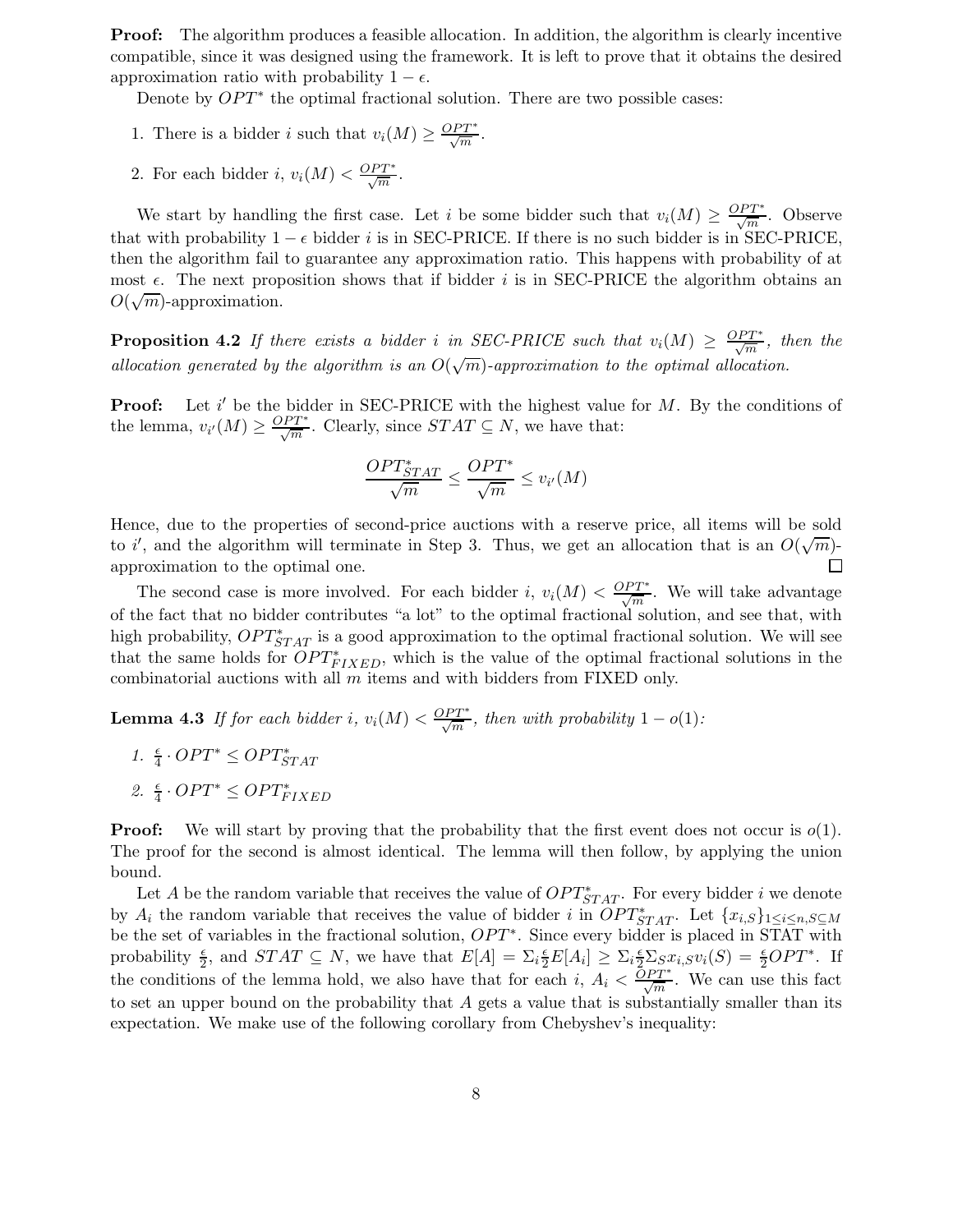**Proof:** The algorithm produces a feasible allocation. In addition, the algorithm is clearly incentive compatible, since it was designed using the framework. It is left to prove that it obtains the desired approximation ratio with probability $1-\epsilon$.

Denote by $OPT^*$ the optimal fractional solution. There are two possible cases:

1. There is a bidder $i$ such that $v_i(M) \geq \frac{OPT^*}{\sqrt{m}}$.
2. For each bidder $i$, $v_i(M) < \frac{OPT^*}{\sqrt{m}}$.

We start by handling the first case. Let $i$ be some bidder such that $v_i(M) \geq \frac{OPT^*}{\sqrt{m}}$. Observe that with probability $1-\epsilon$ bidder $i$ is in SEC-PRICE. If there is no such bidder is in SEC-PRICE, then the algorithm fail to guarantee any approximation ratio. This happens with probability of at most $\epsilon$. The next proposition shows that if bidder $i$ is in SEC-PRICE the algorithm obtains an $O(\sqrt{m})$-approximation.

**Proposition 4.2** *If there exists a bidder $i$ in SEC-PRICE such that $v_i(M) \geq \frac{OPT^*}{\sqrt{m}}$, then the allocation generated by the algorithm is an $O(\sqrt{m})$-approximation to the optimal allocation.*

**Proof:** Let $i'$ be the bidder in SEC-PRICE with the highest value for $M$. By the conditions of the lemma, $v_{i'}(M) \geq \frac{OPT^*}{\sqrt{m}}$. Clearly, since $STAT \subseteq N$, we have that:

$$\frac{OPT^*_{STAT}}{\sqrt{m}} \leq \frac{OPT^*}{\sqrt{m}} \leq v_{i'}(M)$$

Hence, due to the properties of second-price auctions with a reserve price, all items will be sold to $i'$, and the algorithm will terminate in Step 3. Thus, we get an allocation that is an $O(\sqrt{m})$-approximation to the optimal one. $\square$

The second case is more involved. For each bidder $i$, $v_i(M) < \frac{OPT^*}{\sqrt{m}}$. We will take advantage of the fact that no bidder contributes "a lot" to the optimal fractional solution, and see that, with high probability, $OPT^*_{STAT}$ is a good approximation to the optimal fractional solution. We will see that the same holds for $OPT^*_{FIXED}$, which is the value of the optimal fractional solutions in the combinatorial auctions with all $m$ items and with bidders from FIXED only.

**Lemma 4.3** *If for each bidder $i$, $v_i(M) < \frac{OPT^*}{\sqrt{m}}$, then with probability $1-o(1)$:*

1. $\frac{\epsilon}{4} \cdot OPT^* \leq OPT^*_{STAT}$
2. $\frac{\epsilon}{4} \cdot OPT^* \leq OPT^*_{FIXED}$

**Proof:** We will start by proving that the probability that the first event does not occur is $o(1)$. The proof for the second is almost identical. The lemma will then follow, by applying the union bound.

Let $A$ be the random variable that receives the value of $OPT^*_{STAT}$. For every bidder $i$ we denote by $A_i$ the random variable that receives the value of bidder $i$ in $OPT^*_{STAT}$. Let $\{x_{i,S}\}_{1\leq i\leq n, S\subseteq M}$ be the set of variables in the fractional solution, $OPT^*$. Since every bidder is placed in STAT with probability $\frac{\epsilon}{2}$, and $STAT \subseteq N$, we have that $E[A] = \Sigma_i \frac{\epsilon}{2} E[A_i] \geq \Sigma_i \frac{\epsilon}{2} \Sigma_S x_{i,S} v_i(S) = \frac{\epsilon}{2} OPT^*$. If the conditions of the lemma hold, we also have that for each $i$, $A_i < \frac{OPT^*}{\sqrt{m}}$. We can use this fact to set an upper bound on the probability that $A$ gets a value that is substantially smaller than its expectation. We make use of the following corollary from Chebyshev's inequality: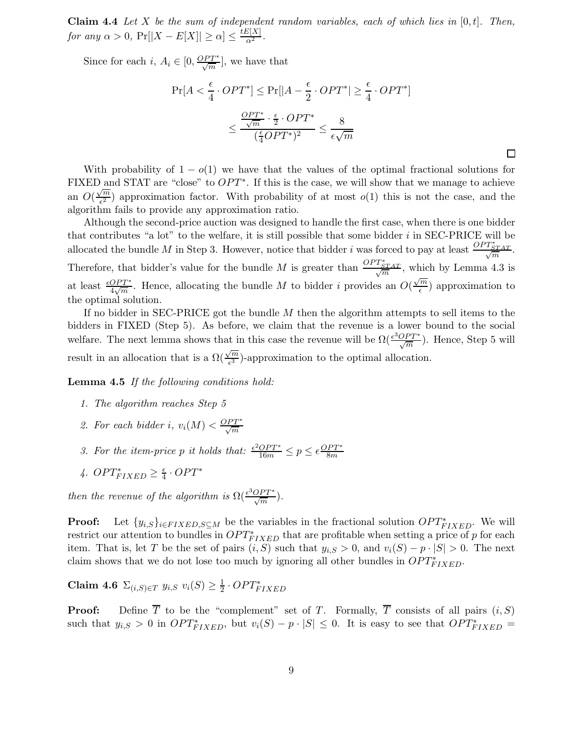**Claim 4.4** *Let $X$ be the sum of independent random variables, each of which lies in $[0, t]$. Then, for any $\alpha > 0$, $\Pr[|X - E[X]| \geq \alpha] \leq \frac{tE[X]}{\alpha^2}$.*

Since for each $i$, $A_i \in [0, \frac{OPT^*}{\sqrt{m}}]$, we have that

$$\Pr[A < \frac{\epsilon}{4} \cdot OPT^*] \leq \Pr[|A - \frac{\epsilon}{2} \cdot OPT^*| \geq \frac{\epsilon}{4} \cdot OPT^*]$$

$$\leq \frac{\frac{OPT^*}{\sqrt{m}} \cdot \frac{\epsilon}{2} \cdot OPT^*}{(\frac{\epsilon}{4} OPT^*)^2} \leq \frac{8}{\epsilon\sqrt{m}}$$

□

With probability of $1 - o(1)$ we have that the values of the optimal fractional solutions for FIXED and STAT are "close" to $OPT^*$. If this is the case, we will show that we manage to achieve an $O(\frac{\sqrt{m}}{\epsilon^2})$ approximation factor. With probability of at most $o(1)$ this is not the case, and the algorithm fails to provide any approximation ratio.

Although the second-price auction was designed to handle the first case, when there is one bidder that contributes "a lot" to the welfare, it is still possible that some bidder $i$ in SEC-PRICE will be allocated the bundle $M$ in Step 3. However, notice that bidder $i$ was forced to pay at least $\frac{OPT^*_{STAT}}{\sqrt{m}}$. Therefore, that bidder's value for the bundle $M$ is greater than $\frac{OPT^*_{STAT}}{\sqrt{m}}$, which by Lemma 4.3 is at least $\frac{\epsilon OPT^*}{4\sqrt{m}}$. Hence, allocating the bundle $M$ to bidder $i$ provides an $O(\frac{\sqrt{m}}{\epsilon})$ approximation to the optimal solution.

If no bidder in SEC-PRICE got the bundle $M$ then the algorithm attempts to sell items to the bidders in FIXED (Step 5). As before, we claim that the revenue is a lower bound to the social welfare. The next lemma shows that in this case the revenue will be $\Omega(\frac{\epsilon^3 OPT^*}{\sqrt{m}})$. Hence, Step 5 will result in an allocation that is a $\Omega(\frac{\sqrt{m}}{\epsilon^3})$-approximation to the optimal allocation.

**Lemma 4.5** *If the following conditions hold:*

1. *The algorithm reaches Step 5*
2. *For each bidder $i$, $v_i(M) < \frac{OPT^*}{\sqrt{m}}$*
3. *For the item-price $p$ it holds that: $\frac{\epsilon^2 OPT^*}{16m} \leq p \leq \epsilon\frac{OPT^*}{8m}$*
4. *$OPT^*_{FIXED} \geq \frac{\epsilon}{4} \cdot OPT^*$*

*then the revenue of the algorithm is $\Omega(\frac{\epsilon^3 OPT^*}{\sqrt{m}})$.*

**Proof:** Let $\{y_{i,S}\}_{i \in FIXED, S \subseteq M}$ be the variables in the fractional solution $OPT^*_{FIXED}$. We will restrict our attention to bundles in $OPT^*_{FIXED}$ that are profitable when setting a price of $p$ for each item. That is, let $T$ be the set of pairs $(i, S)$ such that $y_{i,S} > 0$, and $v_i(S) - p \cdot |S| > 0$. The next claim shows that we do not lose too much by ignoring all other bundles in $OPT^*_{FIXED}$.

**Claim 4.6** $\Sigma_{(i,S) \in T}\ y_{i,S}\ v_i(S) \geq \frac{1}{2} \cdot OPT^*_{FIXED}$

**Proof:** Define $\overline{T}$ to be the "complement" set of $T$. Formally, $\overline{T}$ consists of all pairs $(i, S)$ such that $y_{i,S} > 0$ in $OPT^*_{FIXED}$, but $v_i(S) - p \cdot |S| \leq 0$. It is easy to see that $OPT^*_{FIXED} =$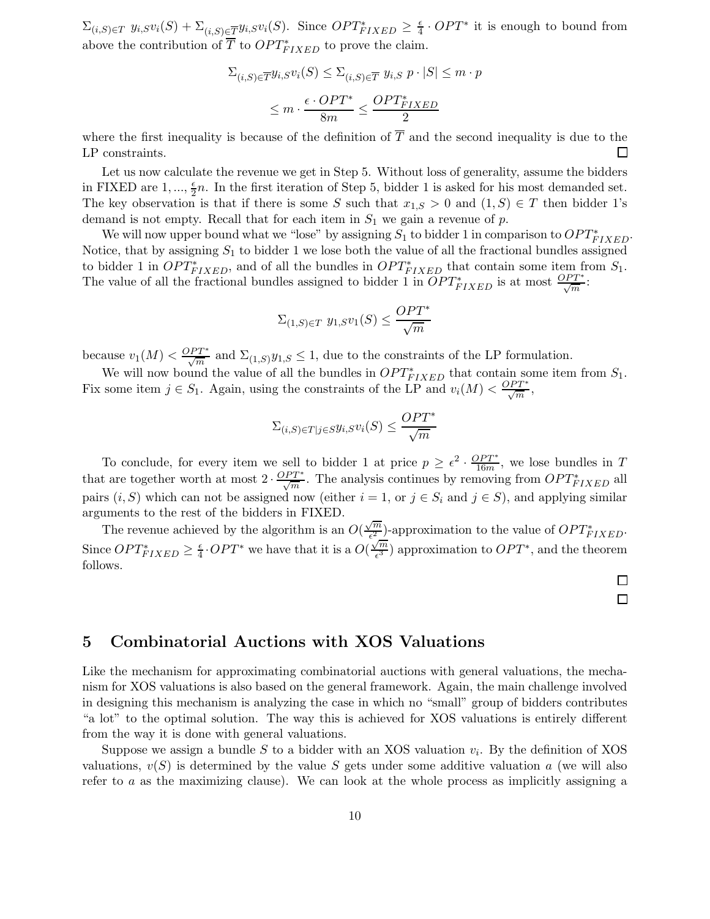$\Sigma_{(i,S)\in T}\ y_{i,S}v_i(S) + \Sigma_{(i,S)\in \overline{T}} y_{i,S}v_i(S)$. Since $OPT^*_{FIXED} \geq \frac{\epsilon}{4} \cdot OPT^*$ it is enough to bound from above the contribution of $\overline{T}$ to $OPT^*_{FIXED}$ to prove the claim.

$$\Sigma_{(i,S)\in \overline{T}} y_{i,S}v_i(S) \leq \Sigma_{(i,S)\in \overline{T}}\ y_{i,S}\ p \cdot |S| \leq m \cdot p$$

$$\leq m \cdot \frac{\epsilon \cdot OPT^*}{8m} \leq \frac{OPT^*_{FIXED}}{2}$$

where the first inequality is because of the definition of $\overline{T}$ and the second inequality is due to the LP constraints. □

Let us now calculate the revenue we get in Step 5. Without loss of generality, assume the bidders in FIXED are $1, ..., \frac{\epsilon}{2}n$. In the first iteration of Step 5, bidder 1 is asked for his most demanded set. The key observation is that if there is some $S$ such that $x_{1,S} > 0$ and $(1, S) \in T$ then bidder 1's demand is not empty. Recall that for each item in $S_1$ we gain a revenue of $p$.

We will now upper bound what we "lose" by assigning $S_1$ to bidder 1 in comparison to $OPT^*_{FIXED}$. Notice, that by assigning $S_1$ to bidder 1 we lose both the value of all the fractional bundles assigned to bidder 1 in $OPT^*_{FIXED}$, and of all the bundles in $OPT^*_{FIXED}$ that contain some item from $S_1$. The value of all the fractional bundles assigned to bidder 1 in $OPT^*_{FIXED}$ is at most $\frac{OPT^*}{\sqrt{m}}$:

$$\Sigma_{(1,S)\in T}\ y_{1,S}v_1(S) \leq \frac{OPT^*}{\sqrt{m}}$$

because $v_1(M) < \frac{OPT^*}{\sqrt{m}}$ and $\Sigma_{(1,S)} y_{1,S} \leq 1$, due to the constraints of the LP formulation.

We will now bound the value of all the bundles in $OPT^*_{FIXED}$ that contain some item from $S_1$. Fix some item $j \in S_1$. Again, using the constraints of the LP and $v_i(M) < \frac{OPT^*}{\sqrt{m}}$,

$$\Sigma_{(i,S)\in T | j \in S} y_{i,S}v_i(S) \leq \frac{OPT^*}{\sqrt{m}}$$

To conclude, for every item we sell to bidder 1 at price $p \geq \epsilon^2 \cdot \frac{OPT^*}{16m}$, we lose bundles in $T$ that are together worth at most $2 \cdot \frac{OPT^*}{\sqrt{m}}$. The analysis continues by removing from $OPT^*_{FIXED}$ all pairs $(i, S)$ which can not be assigned now (either $i = 1$, or $j \in S_i$ and $j \in S$), and applying similar arguments to the rest of the bidders in FIXED.

The revenue achieved by the algorithm is an $O(\frac{\sqrt{m}}{\epsilon^2})$-approximation to the value of $OPT^*_{FIXED}$. Since $OPT^*_{FIXED} \geq \frac{\epsilon}{4} \cdot OPT^*$ we have that it is a $O(\frac{\sqrt{m}}{\epsilon^3})$ approximation to $OPT^*$, and the theorem follows.

□

□

## 5 Combinatorial Auctions with XOS Valuations

Like the mechanism for approximating combinatorial auctions with general valuations, the mechanism for XOS valuations is also based on the general framework. Again, the main challenge involved in designing this mechanism is analyzing the case in which no "small" group of bidders contributes "a lot" to the optimal solution. The way this is achieved for XOS valuations is entirely different from the way it is done with general valuations.

Suppose we assign a bundle $S$ to a bidder with an XOS valuation $v_i$. By the definition of XOS valuations, $v(S)$ is determined by the value $S$ gets under some additive valuation $a$ (we will also refer to $a$ as the maximizing clause). We can look at the whole process as implicitly assigning a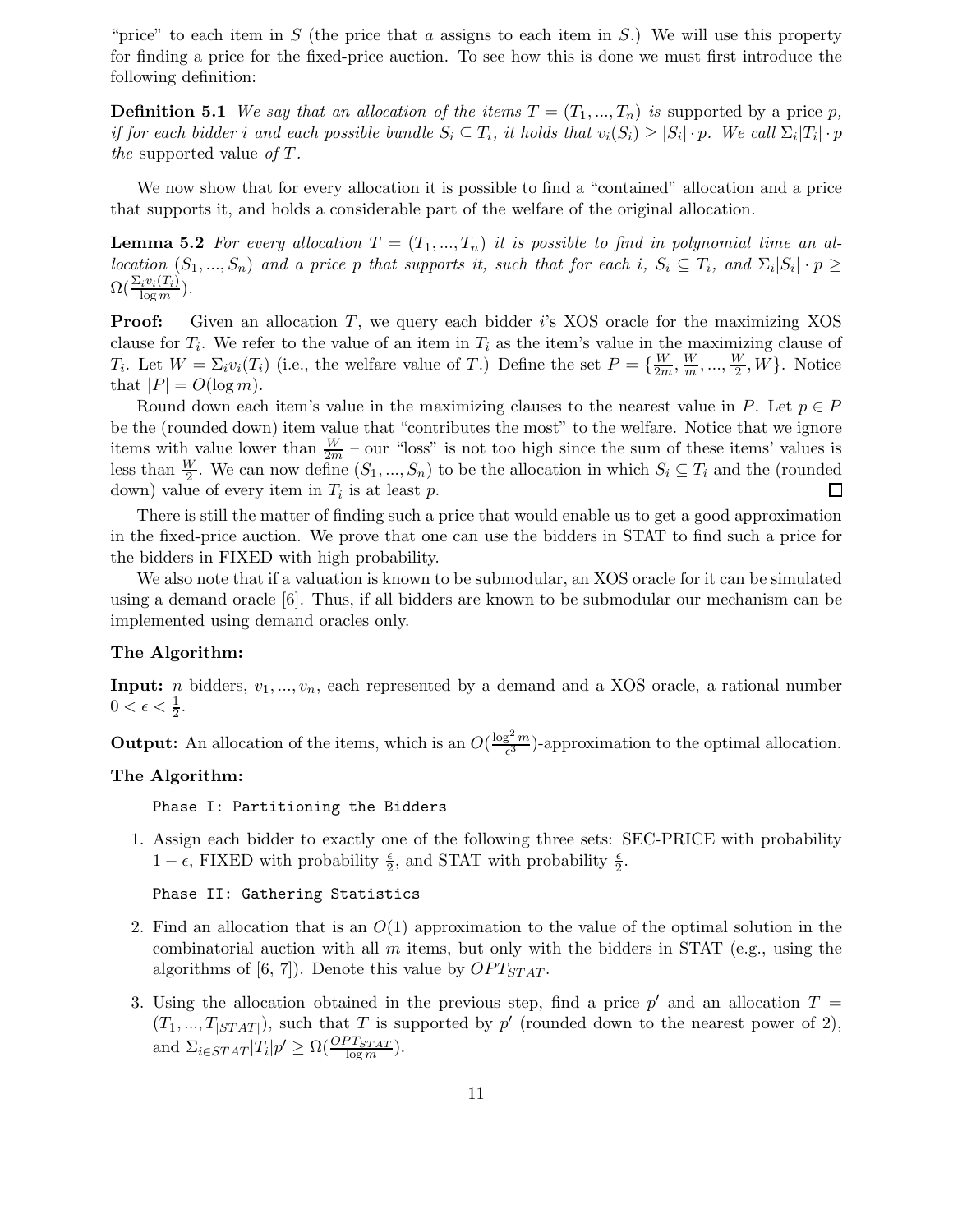"price" to each item in $S$ (the price that $a$ assigns to each item in $S$.) We will use this property for finding a price for the fixed-price auction. To see how this is done we must first introduce the following definition:

**Definition 5.1** *We say that an allocation of the items $T = (T_1, ..., T_n)$ is* supported by a price $p$, *if for each bidder $i$ and each possible bundle $S_i \subseteq T_i$, it holds that $v_i(S_i) \geq |S_i| \cdot p$. We call $\Sigma_i |T_i| \cdot p$ the* supported value *of $T$.*

We now show that for every allocation it is possible to find a "contained" allocation and a price that supports it, and holds a considerable part of the welfare of the original allocation.

**Lemma 5.2** *For every allocation $T = (T_1, ..., T_n)$ it is possible to find in polynomial time an allocation $(S_1, ..., S_n)$ and a price $p$ that supports it, such that for each $i$, $S_i \subseteq T_i$, and $\Sigma_i |S_i| \cdot p \geq \Omega(\frac{\Sigma_i v_i(T_i)}{\log m})$.*

**Proof:** Given an allocation $T$, we query each bidder $i$'s XOS oracle for the maximizing XOS clause for $T_i$. We refer to the value of an item in $T_i$ as the item's value in the maximizing clause of $T_i$. Let $W = \Sigma_i v_i(T_i)$ (i.e., the welfare value of $T$.) Define the set $P = \{\frac{W}{2m}, \frac{W}{m}, ..., \frac{W}{2}, W\}$. Notice that $|P| = O(\log m)$.

Round down each item's value in the maximizing clauses to the nearest value in $P$. Let $p \in P$ be the (rounded down) item value that "contributes the most" to the welfare. Notice that we ignore items with value lower than $\frac{W}{2m}$ – our "loss" is not too high since the sum of these items' values is less than $\frac{W}{2}$. We can now define $(S_1, ..., S_n)$ to be the allocation in which $S_i \subseteq T_i$ and the (rounded down) value of every item in $T_i$ is at least $p$. □

There is still the matter of finding such a price that would enable us to get a good approximation in the fixed-price auction. We prove that one can use the bidders in STAT to find such a price for the bidders in FIXED with high probability.

We also note that if a valuation is known to be submodular, an XOS oracle for it can be simulated using a demand oracle [6]. Thus, if all bidders are known to be submodular our mechanism can be implemented using demand oracles only.

**The Algorithm:**

**Input:** $n$ bidders, $v_1, ..., v_n$, each represented by a demand and a XOS oracle, a rational number $0 < \epsilon < \frac{1}{2}$.

**Output:** An allocation of the items, which is an $O(\frac{\log^2 m}{\epsilon^3})$-approximation to the optimal allocation.

**The Algorithm:**

```
Phase I: Partitioning the Bidders
```

1. Assign each bidder to exactly one of the following three sets: SEC-PRICE with probability $1 - \epsilon$, FIXED with probability $\frac{\epsilon}{2}$, and STAT with probability $\frac{\epsilon}{2}$.

```
Phase II: Gathering Statistics
```

2. Find an allocation that is an $O(1)$ approximation to the value of the optimal solution in the combinatorial auction with all $m$ items, but only with the bidders in STAT (e.g., using the algorithms of [6, 7]). Denote this value by $OPT_{STAT}$.

3. Using the allocation obtained in the previous step, find a price $p'$ and an allocation $T = (T_1, ..., T_{|STAT|})$, such that $T$ is supported by $p'$ (rounded down to the nearest power of 2), and $\Sigma_{i \in STAT} |T_i| p' \geq \Omega(\frac{OPT_{STAT}}{\log m})$.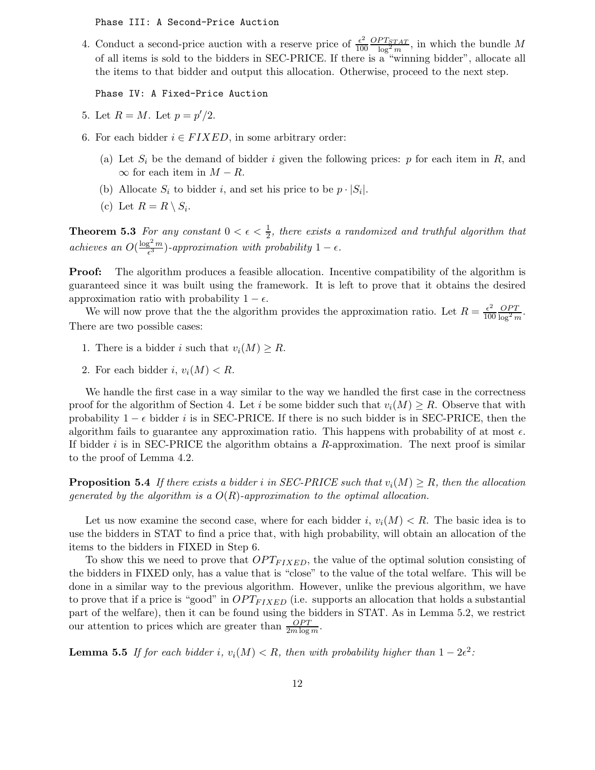`Phase III: A Second-Price Auction`

4. Conduct a second-price auction with a reserve price of $\frac{\epsilon^2}{100} \frac{OPT_{STAT}}{\log^2 m}$, in which the bundle $M$ of all items is sold to the bidders in SEC-PRICE. If there is a "winning bidder", allocate all the items to that bidder and output this allocation. Otherwise, proceed to the next step.

`Phase IV: A Fixed-Price Auction`

5. Let $R = M$. Let $p = p'/2$.
6. For each bidder $i \in FIXED$, in some arbitrary order:
   (a) Let $S_i$ be the demand of bidder $i$ given the following prices: $p$ for each item in $R$, and $\infty$ for each item in $M - R$.
   (b) Allocate $S_i$ to bidder $i$, and set his price to be $p \cdot |S_i|$.
   (c) Let $R = R \setminus S_i$.

**Theorem 5.3** *For any constant $0 < \epsilon < \frac{1}{2}$, there exists a randomized and truthful algorithm that achieves an $O(\frac{\log^2 m}{\epsilon^3})$-approximation with probability $1 - \epsilon$.*

**Proof:** The algorithm produces a feasible allocation. Incentive compatibility of the algorithm is guaranteed since it was built using the framework. It is left to prove that it obtains the desired approximation ratio with probability $1 - \epsilon$.

We will now prove that the the algorithm provides the approximation ratio. Let $R = \frac{\epsilon^2}{100} \frac{OPT}{\log^2 m}$. There are two possible cases:

1. There is a bidder $i$ such that $v_i(M) \geq R$.
2. For each bidder $i$, $v_i(M) < R$.

We handle the first case in a way similar to the way we handled the first case in the correctness proof for the algorithm of Section 4. Let $i$ be some bidder such that $v_i(M) \geq R$. Observe that with probability $1 - \epsilon$ bidder $i$ is in SEC-PRICE. If there is no such bidder is in SEC-PRICE, then the algorithm fails to guarantee any approximation ratio. This happens with probability of at most $\epsilon$. If bidder $i$ is in SEC-PRICE the algorithm obtains a $R$-approximation. The next proof is similar to the proof of Lemma 4.2.

**Proposition 5.4** *If there exists a bidder $i$ in SEC-PRICE such that $v_i(M) \geq R$, then the allocation generated by the algorithm is a $O(R)$-approximation to the optimal allocation.*

Let us now examine the second case, where for each bidder $i$, $v_i(M) < R$. The basic idea is to use the bidders in STAT to find a price that, with high probability, will obtain an allocation of the items to the bidders in FIXED in Step 6.

To show this we need to prove that $OPT_{FIXED}$, the value of the optimal solution consisting of the bidders in FIXED only, has a value that is "close" to the value of the total welfare. This will be done in a similar way to the previous algorithm. However, unlike the previous algorithm, we have to prove that if a price is "good" in $OPT_{FIXED}$ (i.e. supports an allocation that holds a substantial part of the welfare), then it can be found using the bidders in STAT. As in Lemma 5.2, we restrict our attention to prices which are greater than $\frac{OPT}{2m \log m}$.

**Lemma 5.5** *If for each bidder $i$, $v_i(M) < R$, then with probability higher than $1 - 2\epsilon^2$:*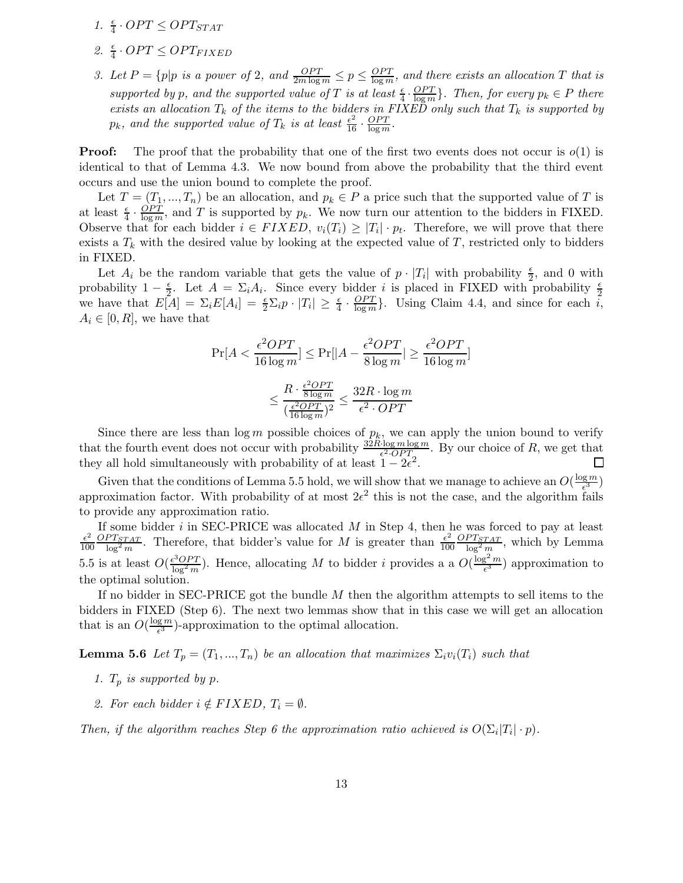1. $\frac{\epsilon}{4} \cdot OPT \leq OPT_{STAT}$
2. $\frac{\epsilon}{4} \cdot OPT \leq OPT_{FIXED}$
3. *Let $P = \{p | p$ is a power of 2, and $\frac{OPT}{2m \log m} \leq p \leq \frac{OPT}{\log m}$, and there exists an allocation $T$ that is supported by $p$, and the supported value of $T$ is at least $\frac{\epsilon}{4} \cdot \frac{OPT}{\log m}\}$. Then, for every $p_k \in P$ there exists an allocation $T_k$ of the items to the bidders in FIXED only such that $T_k$ is supported by $p_k$, and the supported value of $T_k$ is at least $\frac{\epsilon^2}{16} \cdot \frac{OPT}{\log m}$.*

**Proof:** The proof that the probability that one of the first two events does not occur is $o(1)$ is identical to that of Lemma 4.3. We now bound from above the probability that the third event occurs and use the union bound to complete the proof.

Let $T = (T_1, ..., T_n)$ be an allocation, and $p_k \in P$ a price such that the supported value of $T$ is at least $\frac{\epsilon}{4} \cdot \frac{OPT}{\log m}$, and $T$ is supported by $p_k$. We now turn our attention to the bidders in FIXED. Observe that for each bidder $i \in FIXED$, $v_i(T_i) \geq |T_i| \cdot p_t$. Therefore, we will prove that there exists a $T_k$ with the desired value by looking at the expected value of $T$, restricted only to bidders in FIXED.

Let $A_i$ be the random variable that gets the value of $p \cdot |T_i|$ with probability $\frac{\epsilon}{2}$, and 0 with probability $1 - \frac{\epsilon}{2}$. Let $A = \Sigma_i A_i$. Since every bidder $i$ is placed in FIXED with probability $\frac{\epsilon}{2}$ we have that $E[A] = \Sigma_i E[A_i] = \frac{\epsilon}{2} \Sigma_i p \cdot |T_i| \geq \frac{\epsilon}{4} \cdot \frac{OPT}{\log m}\}$. Using Claim 4.4, and since for each $i$, $A_i \in [0, R]$, we have that

$$\Pr[A < \frac{\epsilon^2 OPT}{16 \log m}] \leq \Pr[|A - \frac{\epsilon^2 OPT}{8 \log m}| \geq \frac{\epsilon^2 OPT}{16 \log m}]$$

$$\leq \frac{R \cdot \frac{\epsilon^2 OPT}{8 \log m}}{(\frac{\epsilon^2 OPT}{16 \log m})^2} \leq \frac{32 R \cdot \log m}{\epsilon^2 \cdot OPT}$$

Since there are less than $\log m$ possible choices of $p_k$, we can apply the union bound to verify that the fourth event does not occur with probability $\frac{32 R \cdot \log m \log m}{\epsilon^2 \cdot OPT}$. By our choice of $R$, we get that they all hold simultaneously with probability of at least $1 - 2\epsilon^2$. □

Given that the conditions of Lemma 5.5 hold, we will show that we manage to achieve an $O(\frac{\log m}{\epsilon^3})$ approximation factor. With probability of at most $2\epsilon^2$ this is not the case, and the algorithm fails to provide any approximation ratio.

If some bidder $i$ in SEC-PRICE was allocated $M$ in Step 4, then he was forced to pay at least $\frac{\epsilon^2}{100} \frac{OPT_{STAT}}{\log^2 m}$. Therefore, that bidder's value for $M$ is greater than $\frac{\epsilon^2}{100} \frac{OPT_{STAT}}{\log^2 m}$, which by Lemma 5.5 is at least $O(\frac{\epsilon^3 OPT}{\log^2 m})$. Hence, allocating $M$ to bidder $i$ provides a a $O(\frac{\log^2 m}{\epsilon^3})$ approximation to the optimal solution.

If no bidder in SEC-PRICE got the bundle $M$ then the algorithm attempts to sell items to the bidders in FIXED (Step 6). The next two lemmas show that in this case we will get an allocation that is an $O(\frac{\log m}{\epsilon^3})$-approximation to the optimal allocation.

**Lemma 5.6** *Let $T_p = (T_1, ..., T_n)$ be an allocation that maximizes $\Sigma_i v_i(T_i)$ such that*

1. *$T_p$ is supported by $p$.*
2. *For each bidder $i \notin FIXED$, $T_i = \emptyset$.*

*Then, if the algorithm reaches Step 6 the approximation ratio achieved is $O(\Sigma_i |T_i| \cdot p)$.*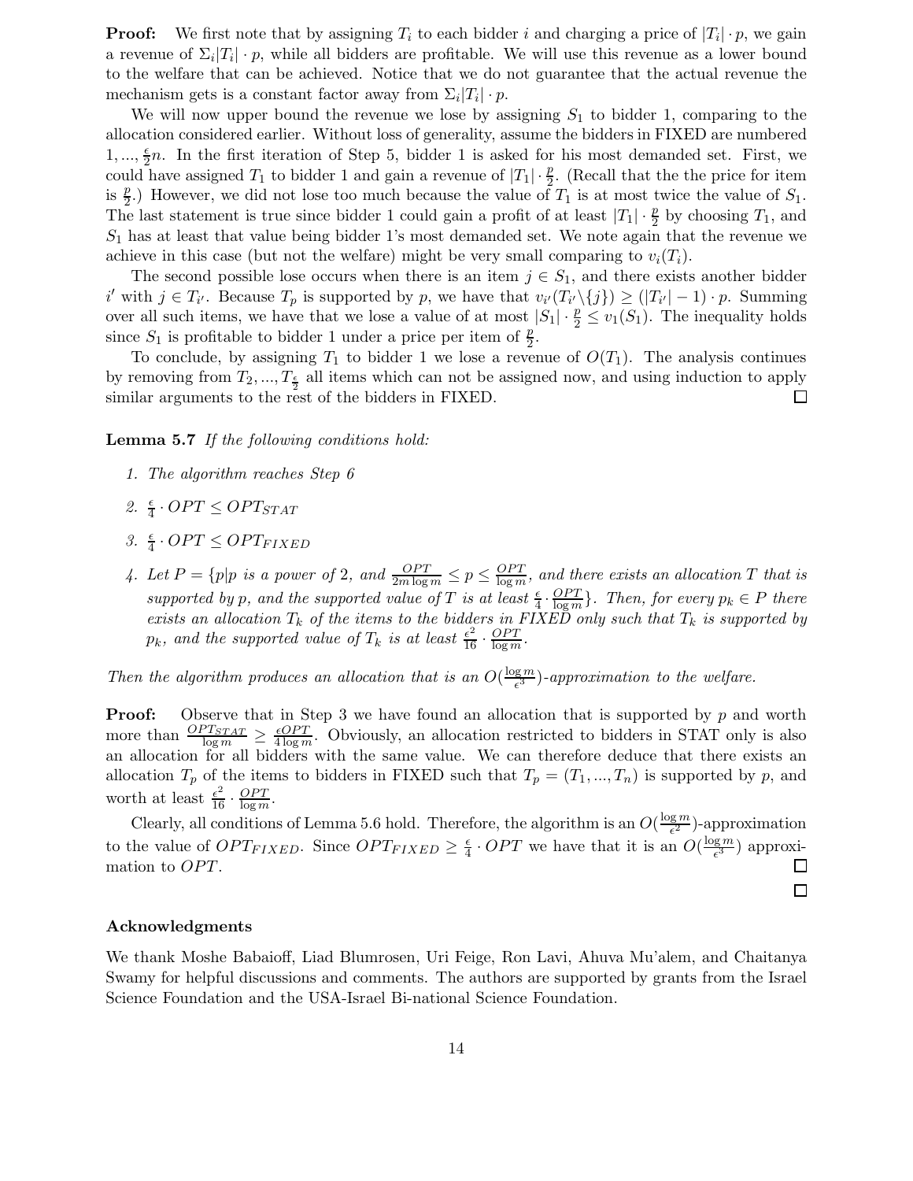**Proof:** We first note that by assigning $T_i$ to each bidder $i$ and charging a price of $|T_i| \cdot p$, we gain a revenue of $\Sigma_i |T_i| \cdot p$, while all bidders are profitable. We will use this revenue as a lower bound to the welfare that can be achieved. Notice that we do not guarantee that the actual revenue the mechanism gets is a constant factor away from $\Sigma_i |T_i| \cdot p$.

We will now upper bound the revenue we lose by assigning $S_1$ to bidder 1, comparing to the allocation considered earlier. Without loss of generality, assume the bidders in FIXED are numbered $1, ..., \frac{\epsilon}{2}n$. In the first iteration of Step 5, bidder 1 is asked for his most demanded set. First, we could have assigned $T_1$ to bidder 1 and gain a revenue of $|T_1| \cdot \frac{p}{2}$. (Recall that the the price for item is $\frac{p}{2}$.) However, we did not lose too much because the value of $T_1$ is at most twice the value of $S_1$. The last statement is true since bidder 1 could gain a profit of at least $|T_1| \cdot \frac{p}{2}$ by choosing $T_1$, and $S_1$ has at least that value being bidder 1's most demanded set. We note again that the revenue we achieve in this case (but not the welfare) might be very small comparing to $v_i(T_i)$.

The second possible lose occurs when there is an item $j \in S_1$, and there exists another bidder $i'$ with $j \in T_{i'}$. Because $T_p$ is supported by $p$, we have that $v_{i'}(T_{i'} \setminus \{j\}) \geq (|T_{i'}| - 1) \cdot p$. Summing over all such items, we have that we lose a value of at most $|S_1| \cdot \frac{p}{2} \leq v_1(S_1)$. The inequality holds since $S_1$ is profitable to bidder 1 under a price per item of $\frac{p}{2}$.

To conclude, by assigning $T_1$ to bidder 1 we lose a revenue of $O(T_1)$. The analysis continues by removing from $T_2, ..., T_{\frac{\epsilon}{2}}$ all items which can not be assigned now, and using induction to apply similar arguments to the rest of the bidders in FIXED. $\square$

**Lemma 5.7** *If the following conditions hold:*

1. *The algorithm reaches Step 6*
2. $\frac{\epsilon}{4} \cdot OPT \leq OPT_{STAT}$
3. $\frac{\epsilon}{4} \cdot OPT \leq OPT_{FIXED}$
4. *Let $P = \{p | p$ is a power of 2, and $\frac{OPT}{2m \log m} \leq p \leq \frac{OPT}{\log m}$, and there exists an allocation $T$ that is supported by $p$, and the supported value of $T$ is at least $\frac{\epsilon}{4} \cdot \frac{OPT}{\log m}\}$. Then, for every $p_k \in P$ there exists an allocation $T_k$ of the items to the bidders in FIXED only such that $T_k$ is supported by $p_k$, and the supported value of $T_k$ is at least $\frac{\epsilon^2}{16} \cdot \frac{OPT}{\log m}$.*

*Then the algorithm produces an allocation that is an $O(\frac{\log m}{\epsilon^3})$-approximation to the welfare.*

**Proof:** Observe that in Step 3 we have found an allocation that is supported by $p$ and worth more than $\frac{OPT_{STAT}}{\log m} \geq \frac{\epsilon OPT}{4 \log m}$. Obviously, an allocation restricted to bidders in STAT only is also an allocation for all bidders with the same value. We can therefore deduce that there exists an allocation $T_p$ of the items to bidders in FIXED such that $T_p = (T_1, ..., T_n)$ is supported by $p$, and worth at least $\frac{\epsilon^2}{16} \cdot \frac{OPT}{\log m}$.

Clearly, all conditions of Lemma 5.6 hold. Therefore, the algorithm is an $O(\frac{\log m}{\epsilon^2})$-approximation to the value of $OPT_{FIXED}$. Since $OPT_{FIXED} \geq \frac{\epsilon}{4} \cdot OPT$ we have that it is an $O(\frac{\log m}{\epsilon^3})$ approximation to $OPT$. $\square$

$\square$

## Acknowledgments

We thank Moshe Babaioff, Liad Blumrosen, Uri Feige, Ron Lavi, Ahuva Mu'alem, and Chaitanya Swamy for helpful discussions and comments. The authors are supported by grants from the Israel Science Foundation and the USA-Israel Bi-national Science Foundation.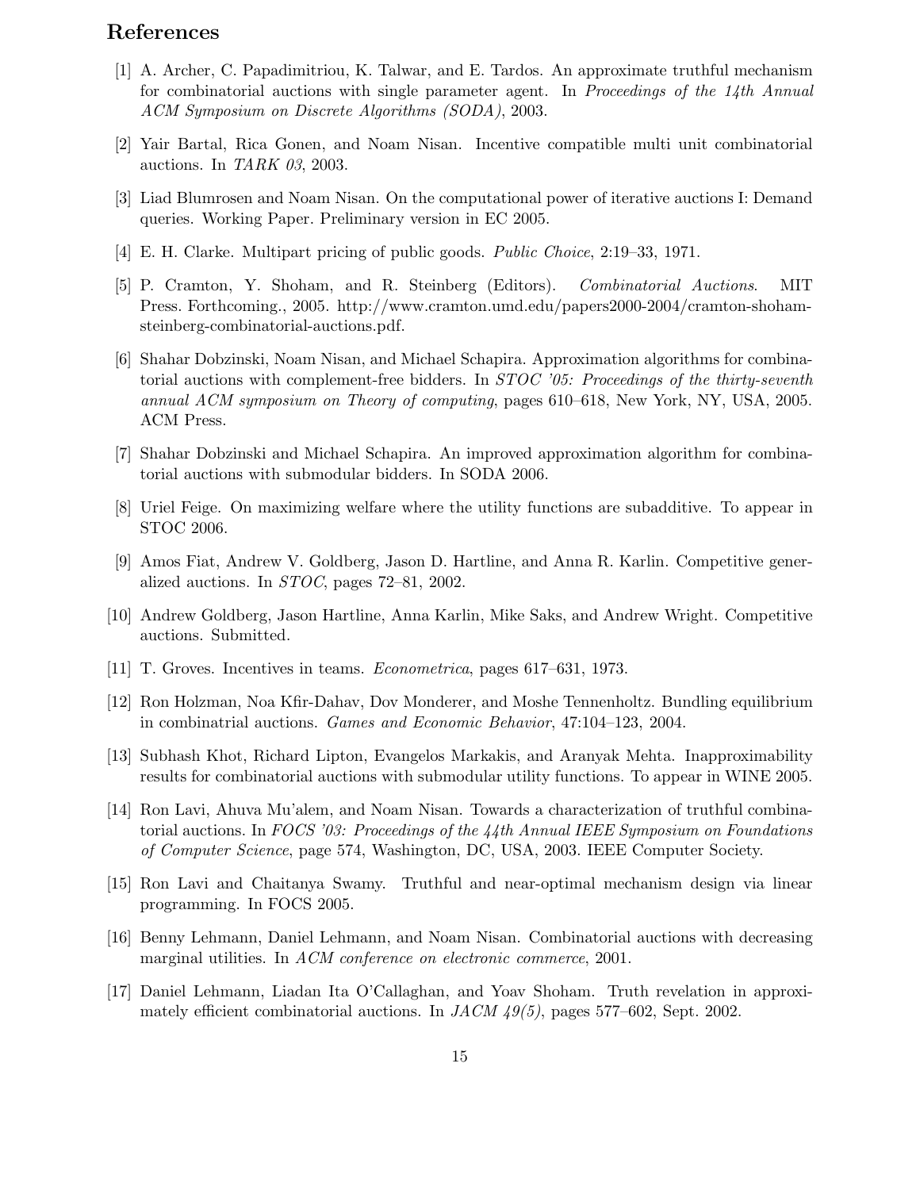## References

[1] A. Archer, C. Papadimitriou, K. Talwar, and E. Tardos. An approximate truthful mechanism for combinatorial auctions with single parameter agent. In *Proceedings of the 14th Annual ACM Symposium on Discrete Algorithms (SODA)*, 2003.

[2] Yair Bartal, Rica Gonen, and Noam Nisan. Incentive compatible multi unit combinatorial auctions. In *TARK 03*, 2003.

[3] Liad Blumrosen and Noam Nisan. On the computational power of iterative auctions I: Demand queries. Working Paper. Preliminary version in EC 2005.

[4] E. H. Clarke. Multipart pricing of public goods. *Public Choice*, 2:19–33, 1971.

[5] P. Cramton, Y. Shoham, and R. Steinberg (Editors). *Combinatorial Auctions*. MIT Press. Forthcoming., 2005. http://www.cramton.umd.edu/papers2000-2004/cramton-shoham-steinberg-combinatorial-auctions.pdf.

[6] Shahar Dobzinski, Noam Nisan, and Michael Schapira. Approximation algorithms for combinatorial auctions with complement-free bidders. In *STOC '05: Proceedings of the thirty-seventh annual ACM symposium on Theory of computing*, pages 610–618, New York, NY, USA, 2005. ACM Press.

[7] Shahar Dobzinski and Michael Schapira. An improved approximation algorithm for combinatorial auctions with submodular bidders. In SODA 2006.

[8] Uriel Feige. On maximizing welfare where the utility functions are subadditive. To appear in STOC 2006.

[9] Amos Fiat, Andrew V. Goldberg, Jason D. Hartline, and Anna R. Karlin. Competitive generalized auctions. In *STOC*, pages 72–81, 2002.

[10] Andrew Goldberg, Jason Hartline, Anna Karlin, Mike Saks, and Andrew Wright. Competitive auctions. Submitted.

[11] T. Groves. Incentives in teams. *Econometrica*, pages 617–631, 1973.

[12] Ron Holzman, Noa Kfir-Dahav, Dov Monderer, and Moshe Tennenholtz. Bundling equilibrium in combinatrial auctions. *Games and Economic Behavior*, 47:104–123, 2004.

[13] Subhash Khot, Richard Lipton, Evangelos Markakis, and Aranyak Mehta. Inapproximability results for combinatorial auctions with submodular utility functions. To appear in WINE 2005.

[14] Ron Lavi, Ahuva Mu'alem, and Noam Nisan. Towards a characterization of truthful combinatorial auctions. In *FOCS '03: Proceedings of the 44th Annual IEEE Symposium on Foundations of Computer Science*, page 574, Washington, DC, USA, 2003. IEEE Computer Society.

[15] Ron Lavi and Chaitanya Swamy. Truthful and near-optimal mechanism design via linear programming. In FOCS 2005.

[16] Benny Lehmann, Daniel Lehmann, and Noam Nisan. Combinatorial auctions with decreasing marginal utilities. In *ACM conference on electronic commerce*, 2001.

[17] Daniel Lehmann, Liadan Ita O'Callaghan, and Yoav Shoham. Truth revelation in approximately efficient combinatorial auctions. In *JACM 49(5)*, pages 577–602, Sept. 2002.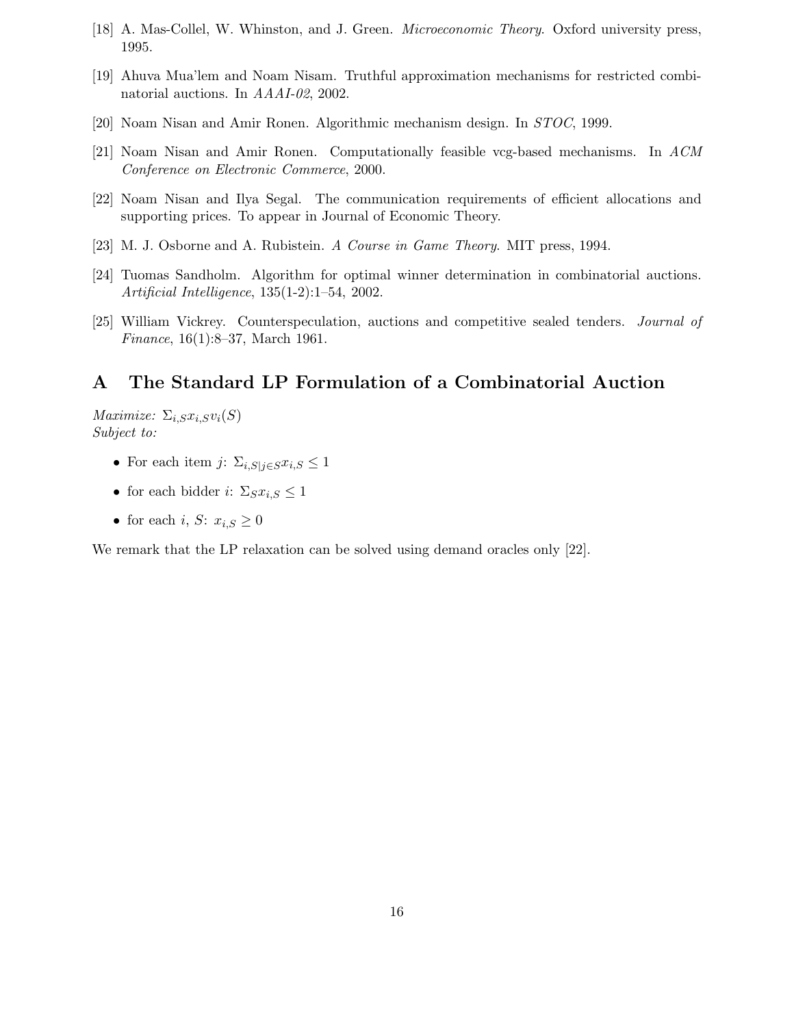[18] A. Mas-Collel, W. Whinston, and J. Green. *Microeconomic Theory*. Oxford university press, 1995.

[19] Ahuva Mua'lem and Noam Nisam. Truthful approximation mechanisms for restricted combinatorial auctions. In *AAAI-02*, 2002.

[20] Noam Nisan and Amir Ronen. Algorithmic mechanism design. In *STOC*, 1999.

[21] Noam Nisan and Amir Ronen. Computationally feasible vcg-based mechanisms. In *ACM Conference on Electronic Commerce*, 2000.

[22] Noam Nisan and Ilya Segal. The communication requirements of efficient allocations and supporting prices. To appear in Journal of Economic Theory.

[23] M. J. Osborne and A. Rubistein. *A Course in Game Theory*. MIT press, 1994.

[24] Tuomas Sandholm. Algorithm for optimal winner determination in combinatorial auctions. *Artificial Intelligence*, 135(1-2):1–54, 2002.

[25] William Vickrey. Counterspeculation, auctions and competitive sealed tenders. *Journal of Finance*, 16(1):8–37, March 1961.

# A The Standard LP Formulation of a Combinatorial Auction

*Maximize:* $\Sigma_{i,S} x_{i,S} v_i(S)$
*Subject to:*

- For each item $j$: $\Sigma_{i,S|j \in S} x_{i,S} \leq 1$
- for each bidder $i$: $\Sigma_S x_{i,S} \leq 1$
- for each $i$, $S$: $x_{i,S} \geq 0$

We remark that the LP relaxation can be solved using demand oracles only [22].